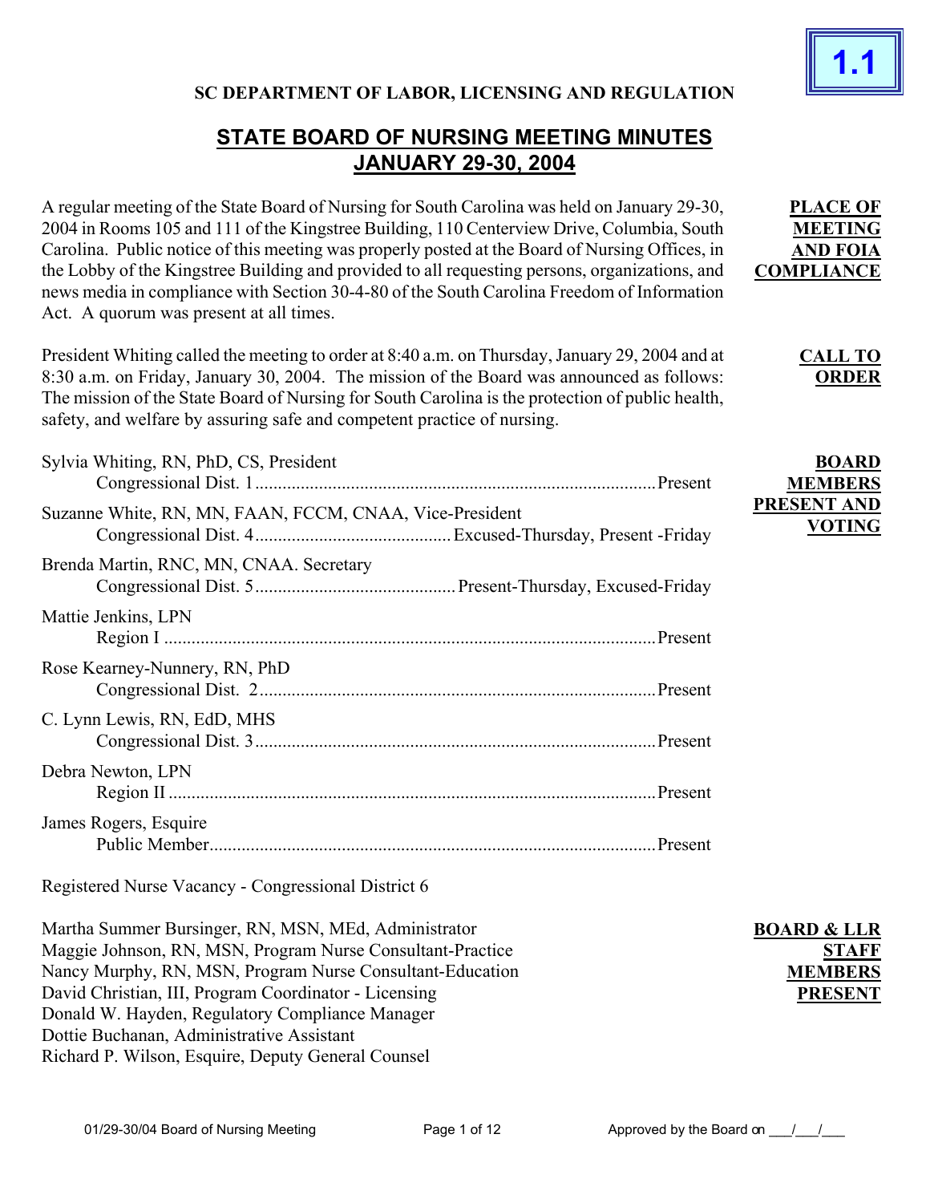1.1

**SC DEPARTMENT OF LABOR, LICENSING AND REGULATION**

# STATE BOARD OF NURSING MEETING MINUTES
# JANUARY 29-30, 2004

**PLACE OF MEETING AND FOIA COMPLIANCE**

A regular meeting of the State Board of Nursing for South Carolina was held on January 29-30, 2004 in Rooms 105 and 111 of the Kingstree Building, 110 Centerview Drive, Columbia, South Carolina. Public notice of this meeting was properly posted at the Board of Nursing Offices, in the Lobby of the Kingstree Building and provided to all requesting persons, organizations, and news media in compliance with Section 30-4-80 of the South Carolina Freedom of Information Act. A quorum was present at all times.

**CALL TO ORDER**

President Whiting called the meeting to order at 8:40 a.m. on Thursday, January 29, 2004 and at 8:30 a.m. on Friday, January 30, 2004. The mission of the Board was announced as follows: The mission of the State Board of Nursing for South Carolina is the protection of public health, safety, and welfare by assuring safe and competent practice of nursing.

**BOARD MEMBERS PRESENT AND VOTING**

Sylvia Whiting, RN, PhD, CS, President
Congressional Dist. 1 .......... Present

Suzanne White, RN, MN, FAAN, FCCM, CNAA, Vice-President
Congressional Dist. 4 .......... Excused-Thursday, Present -Friday

Brenda Martin, RNC, MN, CNAA. Secretary
Congressional Dist. 5 .......... Present-Thursday, Excused-Friday

Mattie Jenkins, LPN
Region I .......... Present

Rose Kearney-Nunnery, RN, PhD
Congressional Dist. 2 .......... Present

C. Lynn Lewis, RN, EdD, MHS
Congressional Dist. 3 .......... Present

Debra Newton, LPN
Region II .......... Present

James Rogers, Esquire
Public Member .......... Present

Registered Nurse Vacancy - Congressional District 6

**BOARD & LLR STAFF MEMBERS PRESENT**

Martha Summer Bursinger, RN, MSN, MEd, Administrator
Maggie Johnson, RN, MSN, Program Nurse Consultant-Practice
Nancy Murphy, RN, MSN, Program Nurse Consultant-Education
David Christian, III, Program Coordinator - Licensing
Donald W. Hayden, Regulatory Compliance Manager
Dottie Buchanan, Administrative Assistant
Richard P. Wilson, Esquire, Deputy General Counsel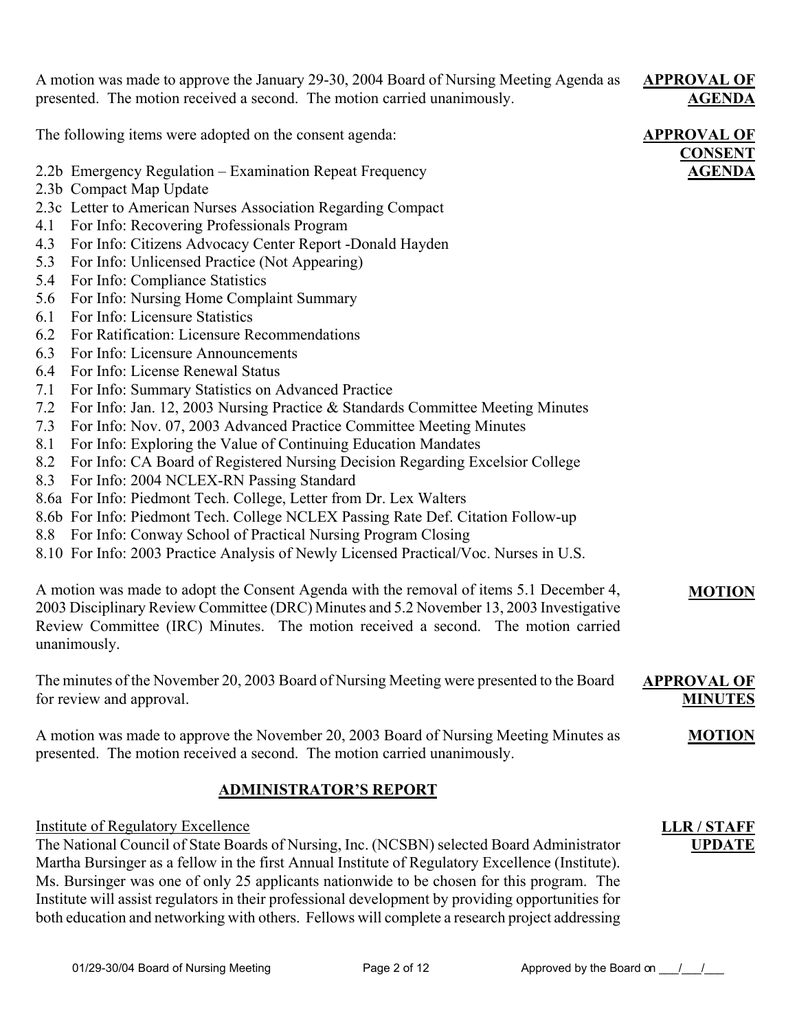A motion was made to approve the January 29-30, 2004 Board of Nursing Meeting Agenda as presented. The motion received a second. The motion carried unanimously.

**APPROVAL OF AGENDA**

The following items were adopted on the consent agenda:

**APPROVAL OF CONSENT AGENDA**

2.2b Emergency Regulation – Examination Repeat Frequency
2.3b Compact Map Update
2.3c Letter to American Nurses Association Regarding Compact
4.1 For Info: Recovering Professionals Program
4.3 For Info: Citizens Advocacy Center Report -Donald Hayden
5.3 For Info: Unlicensed Practice (Not Appearing)
5.4 For Info: Compliance Statistics
5.6 For Info: Nursing Home Complaint Summary
6.1 For Info: Licensure Statistics
6.2 For Ratification: Licensure Recommendations
6.3 For Info: Licensure Announcements
6.4 For Info: License Renewal Status
7.1 For Info: Summary Statistics on Advanced Practice
7.2 For Info: Jan. 12, 2003 Nursing Practice & Standards Committee Meeting Minutes
7.3 For Info: Nov. 07, 2003 Advanced Practice Committee Meeting Minutes
8.1 For Info: Exploring the Value of Continuing Education Mandates
8.2 For Info: CA Board of Registered Nursing Decision Regarding Excelsior College
8.3 For Info: 2004 NCLEX-RN Passing Standard
8.6a For Info: Piedmont Tech. College, Letter from Dr. Lex Walters
8.6b For Info: Piedmont Tech. College NCLEX Passing Rate Def. Citation Follow-up
8.8 For Info: Conway School of Practical Nursing Program Closing
8.10 For Info: 2003 Practice Analysis of Newly Licensed Practical/Voc. Nurses in U.S.

A motion was made to adopt the Consent Agenda with the removal of items 5.1 December 4, 2003 Disciplinary Review Committee (DRC) Minutes and 5.2 November 13, 2003 Investigative Review Committee (IRC) Minutes. The motion received a second. The motion carried unanimously.

**MOTION**

The minutes of the November 20, 2003 Board of Nursing Meeting were presented to the Board for review and approval.

**APPROVAL OF MINUTES**

A motion was made to approve the November 20, 2003 Board of Nursing Meeting Minutes as presented. The motion received a second. The motion carried unanimously.

**MOTION**

## ADMINISTRATOR'S REPORT

**LLR / STAFF UPDATE**

Institute of Regulatory Excellence
The National Council of State Boards of Nursing, Inc. (NCSBN) selected Board Administrator Martha Bursinger as a fellow in the first Annual Institute of Regulatory Excellence (Institute). Ms. Bursinger was one of only 25 applicants nationwide to be chosen for this program. The Institute will assist regulators in their professional development by providing opportunities for both education and networking with others. Fellows will complete a research project addressing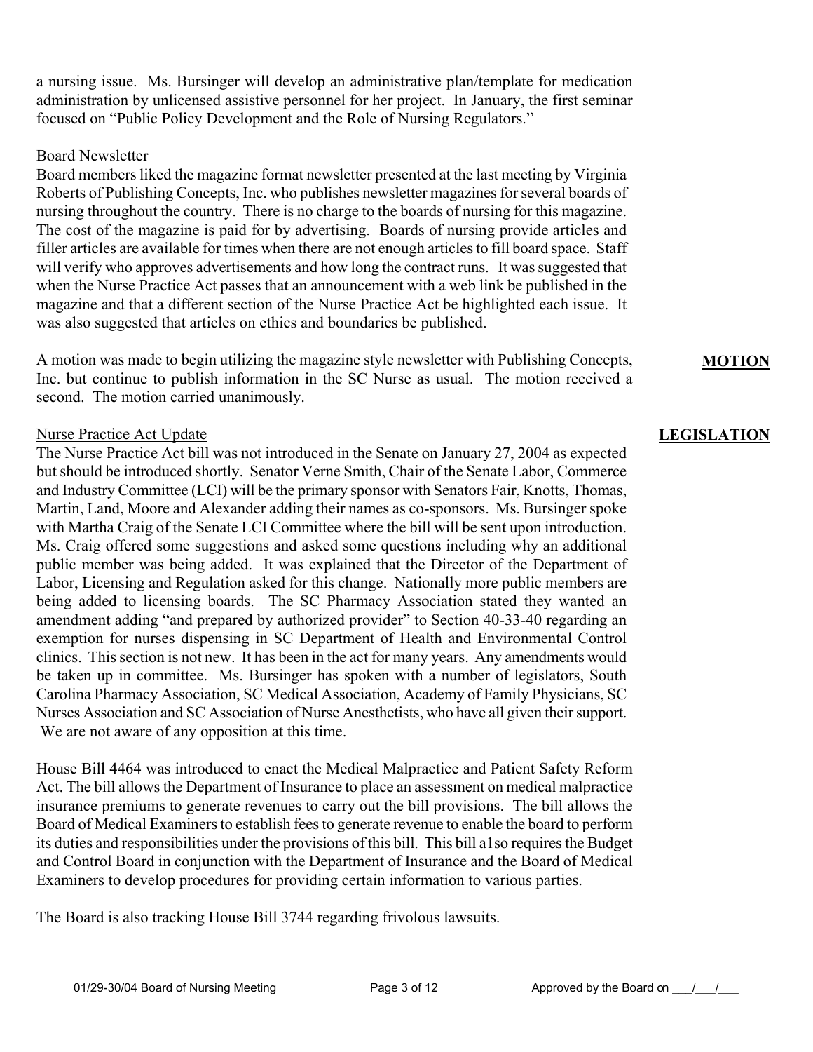a nursing issue. Ms. Bursinger will develop an administrative plan/template for medication administration by unlicensed assistive personnel for her project. In January, the first seminar focused on "Public Policy Development and the Role of Nursing Regulators."

Board Newsletter

Board members liked the magazine format newsletter presented at the last meeting by Virginia Roberts of Publishing Concepts, Inc. who publishes newsletter magazines for several boards of nursing throughout the country. There is no charge to the boards of nursing for this magazine. The cost of the magazine is paid for by advertising. Boards of nursing provide articles and filler articles are available for times when there are not enough articles to fill board space. Staff will verify who approves advertisements and how long the contract runs. It was suggested that when the Nurse Practice Act passes that an announcement with a web link be published in the magazine and that a different section of the Nurse Practice Act be highlighted each issue. It was also suggested that articles on ethics and boundaries be published.

**MOTION**

A motion was made to begin utilizing the magazine style newsletter with Publishing Concepts, Inc. but continue to publish information in the SC Nurse as usual. The motion received a second. The motion carried unanimously.

**LEGISLATION**

Nurse Practice Act Update

The Nurse Practice Act bill was not introduced in the Senate on January 27, 2004 as expected but should be introduced shortly. Senator Verne Smith, Chair of the Senate Labor, Commerce and Industry Committee (LCI) will be the primary sponsor with Senators Fair, Knotts, Thomas, Martin, Land, Moore and Alexander adding their names as co-sponsors. Ms. Bursinger spoke with Martha Craig of the Senate LCI Committee where the bill will be sent upon introduction. Ms. Craig offered some suggestions and asked some questions including why an additional public member was being added. It was explained that the Director of the Department of Labor, Licensing and Regulation asked for this change. Nationally more public members are being added to licensing boards. The SC Pharmacy Association stated they wanted an amendment adding "and prepared by authorized provider" to Section 40-33-40 regarding an exemption for nurses dispensing in SC Department of Health and Environmental Control clinics. This section is not new. It has been in the act for many years. Any amendments would be taken up in committee. Ms. Bursinger has spoken with a number of legislators, South Carolina Pharmacy Association, SC Medical Association, Academy of Family Physicians, SC Nurses Association and SC Association of Nurse Anesthetists, who have all given their support. We are not aware of any opposition at this time.

House Bill 4464 was introduced to enact the Medical Malpractice and Patient Safety Reform Act. The bill allows the Department of Insurance to place an assessment on medical malpractice insurance premiums to generate revenues to carry out the bill provisions. The bill allows the Board of Medical Examiners to establish fees to generate revenue to enable the board to perform its duties and responsibilities under the provisions of this bill. This bill a1so requires the Budget and Control Board in conjunction with the Department of Insurance and the Board of Medical Examiners to develop procedures for providing certain information to various parties.

The Board is also tracking House Bill 3744 regarding frivolous lawsuits.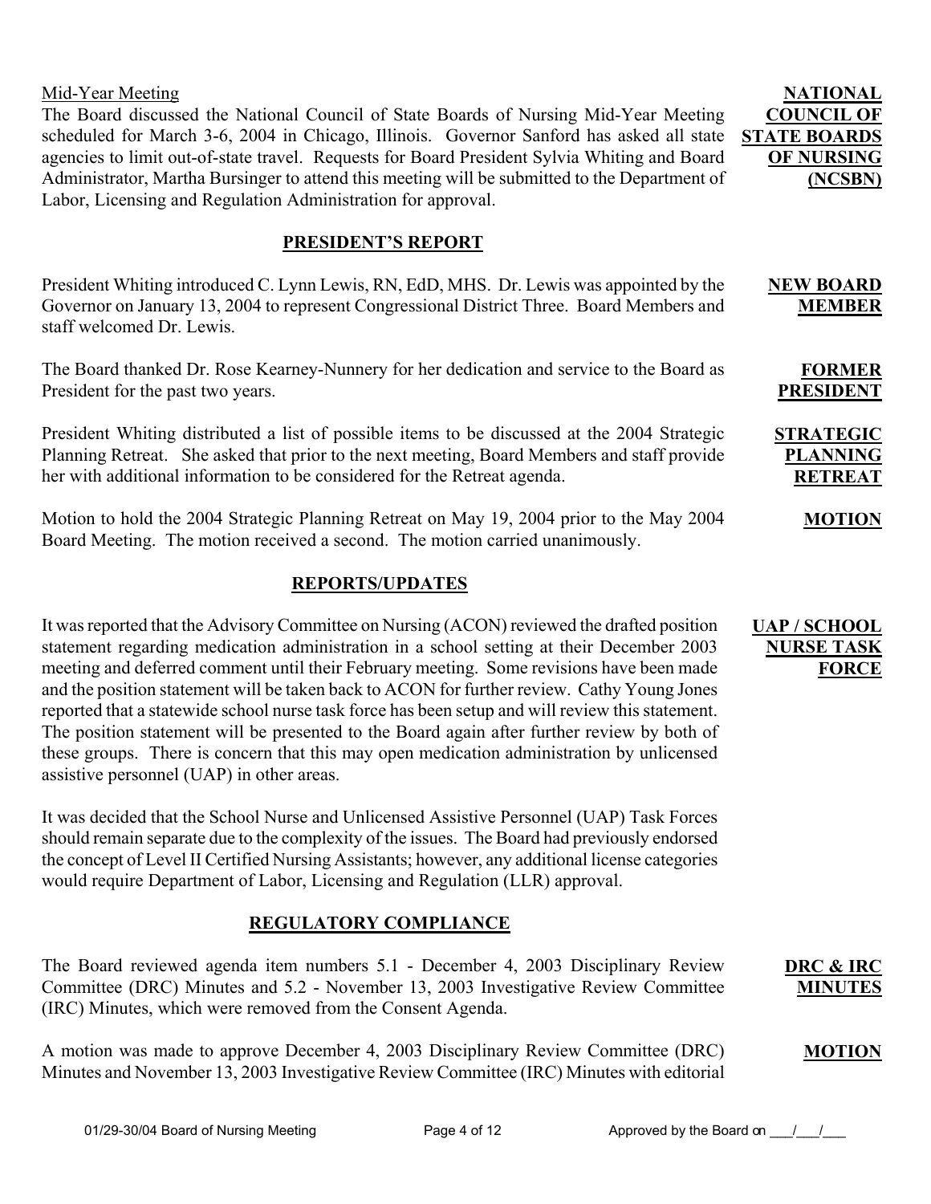Mid-Year Meeting

**NATIONAL COUNCIL OF STATE BOARDS OF NURSING (NCSBN)**

The Board discussed the National Council of State Boards of Nursing Mid-Year Meeting scheduled for March 3-6, 2004 in Chicago, Illinois. Governor Sanford has asked all state agencies to limit out-of-state travel. Requests for Board President Sylvia Whiting and Board Administrator, Martha Bursinger to attend this meeting will be submitted to the Department of Labor, Licensing and Regulation Administration for approval.

## PRESIDENT'S REPORT

**NEW BOARD MEMBER**

President Whiting introduced C. Lynn Lewis, RN, EdD, MHS. Dr. Lewis was appointed by the Governor on January 13, 2004 to represent Congressional District Three. Board Members and staff welcomed Dr. Lewis.

**FORMER PRESIDENT**

The Board thanked Dr. Rose Kearney-Nunnery for her dedication and service to the Board as President for the past two years.

**STRATEGIC PLANNING RETREAT**

President Whiting distributed a list of possible items to be discussed at the 2004 Strategic Planning Retreat. She asked that prior to the next meeting, Board Members and staff provide her with additional information to be considered for the Retreat agenda.

**MOTION**

Motion to hold the 2004 Strategic Planning Retreat on May 19, 2004 prior to the May 2004 Board Meeting. The motion received a second. The motion carried unanimously.

## REPORTS/UPDATES

**UAP / SCHOOL NURSE TASK FORCE**

It was reported that the Advisory Committee on Nursing (ACON) reviewed the drafted position statement regarding medication administration in a school setting at their December 2003 meeting and deferred comment until their February meeting. Some revisions have been made and the position statement will be taken back to ACON for further review. Cathy Young Jones reported that a statewide school nurse task force has been setup and will review this statement. The position statement will be presented to the Board again after further review by both of these groups. There is concern that this may open medication administration by unlicensed assistive personnel (UAP) in other areas.

It was decided that the School Nurse and Unlicensed Assistive Personnel (UAP) Task Forces should remain separate due to the complexity of the issues. The Board had previously endorsed the concept of Level II Certified Nursing Assistants; however, any additional license categories would require Department of Labor, Licensing and Regulation (LLR) approval.

## REGULATORY COMPLIANCE

**DRC & IRC MINUTES**

The Board reviewed agenda item numbers 5.1 - December 4, 2003 Disciplinary Review Committee (DRC) Minutes and 5.2 - November 13, 2003 Investigative Review Committee (IRC) Minutes, which were removed from the Consent Agenda.

**MOTION**

A motion was made to approve December 4, 2003 Disciplinary Review Committee (DRC) Minutes and November 13, 2003 Investigative Review Committee (IRC) Minutes with editorial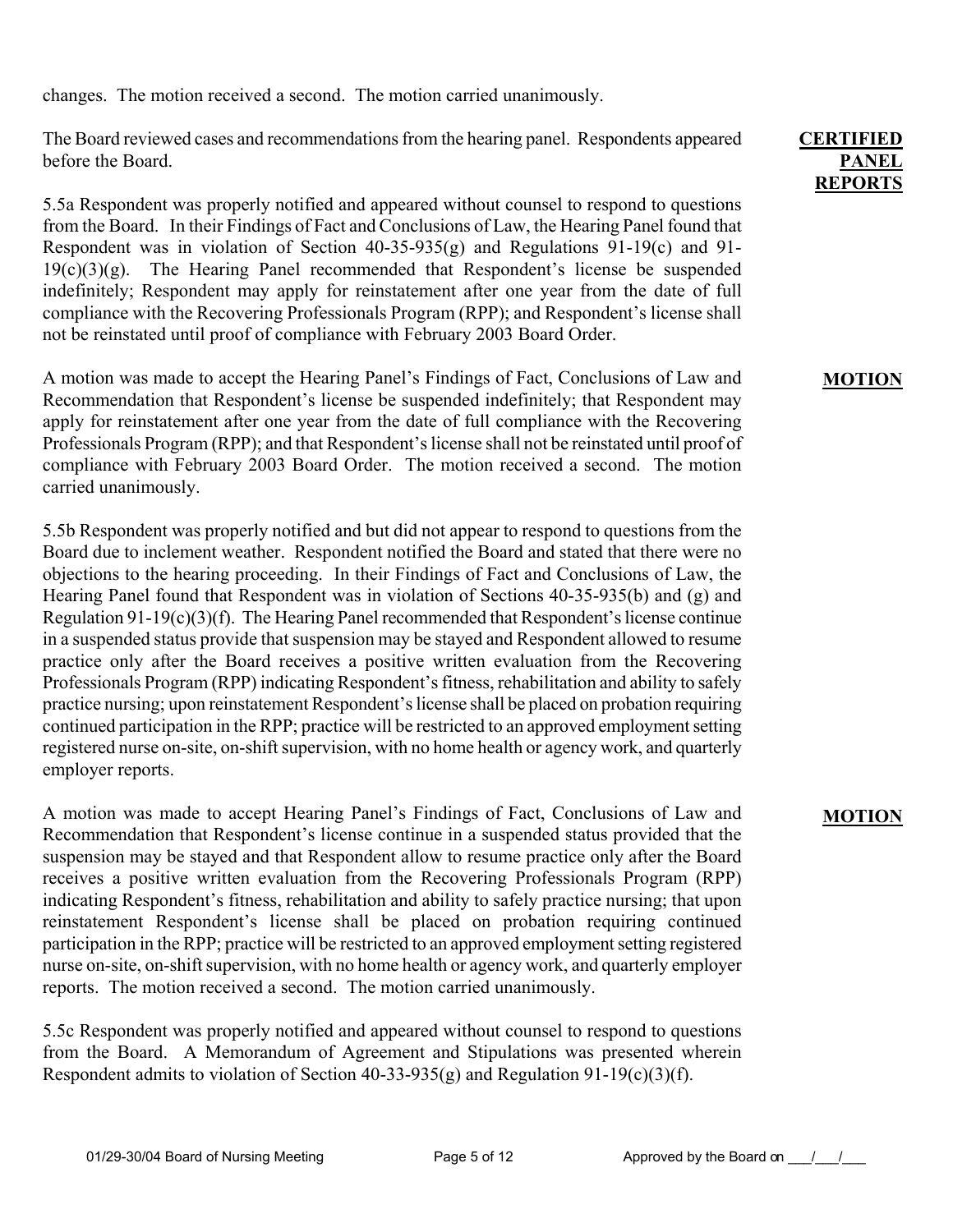changes. The motion received a second. The motion carried unanimously.

**CERTIFIED PANEL REPORTS**

The Board reviewed cases and recommendations from the hearing panel. Respondents appeared before the Board.

5.5a Respondent was properly notified and appeared without counsel to respond to questions from the Board. In their Findings of Fact and Conclusions of Law, the Hearing Panel found that Respondent was in violation of Section 40-35-935(g) and Regulations 91-19(c) and 91-19(c)(3)(g). The Hearing Panel recommended that Respondent's license be suspended indefinitely; Respondent may apply for reinstatement after one year from the date of full compliance with the Recovering Professionals Program (RPP); and Respondent's license shall not be reinstated until proof of compliance with February 2003 Board Order.

**MOTION**

A motion was made to accept the Hearing Panel's Findings of Fact, Conclusions of Law and Recommendation that Respondent's license be suspended indefinitely; that Respondent may apply for reinstatement after one year from the date of full compliance with the Recovering Professionals Program (RPP); and that Respondent's license shall not be reinstated until proof of compliance with February 2003 Board Order. The motion received a second. The motion carried unanimously.

5.5b Respondent was properly notified and but did not appear to respond to questions from the Board due to inclement weather. Respondent notified the Board and stated that there were no objections to the hearing proceeding. In their Findings of Fact and Conclusions of Law, the Hearing Panel found that Respondent was in violation of Sections 40-35-935(b) and (g) and Regulation 91-19(c)(3)(f). The Hearing Panel recommended that Respondent's license continue in a suspended status provide that suspension may be stayed and Respondent allowed to resume practice only after the Board receives a positive written evaluation from the Recovering Professionals Program (RPP) indicating Respondent's fitness, rehabilitation and ability to safely practice nursing; upon reinstatement Respondent's license shall be placed on probation requiring continued participation in the RPP; practice will be restricted to an approved employment setting registered nurse on-site, on-shift supervision, with no home health or agency work, and quarterly employer reports.

**MOTION**

A motion was made to accept Hearing Panel's Findings of Fact, Conclusions of Law and Recommendation that Respondent's license continue in a suspended status provided that the suspension may be stayed and that Respondent allow to resume practice only after the Board receives a positive written evaluation from the Recovering Professionals Program (RPP) indicating Respondent's fitness, rehabilitation and ability to safely practice nursing; that upon reinstatement Respondent's license shall be placed on probation requiring continued participation in the RPP; practice will be restricted to an approved employment setting registered nurse on-site, on-shift supervision, with no home health or agency work, and quarterly employer reports. The motion received a second. The motion carried unanimously.

5.5c Respondent was properly notified and appeared without counsel to respond to questions from the Board. A Memorandum of Agreement and Stipulations was presented wherein Respondent admits to violation of Section 40-33-935(g) and Regulation 91-19(c)(3)(f).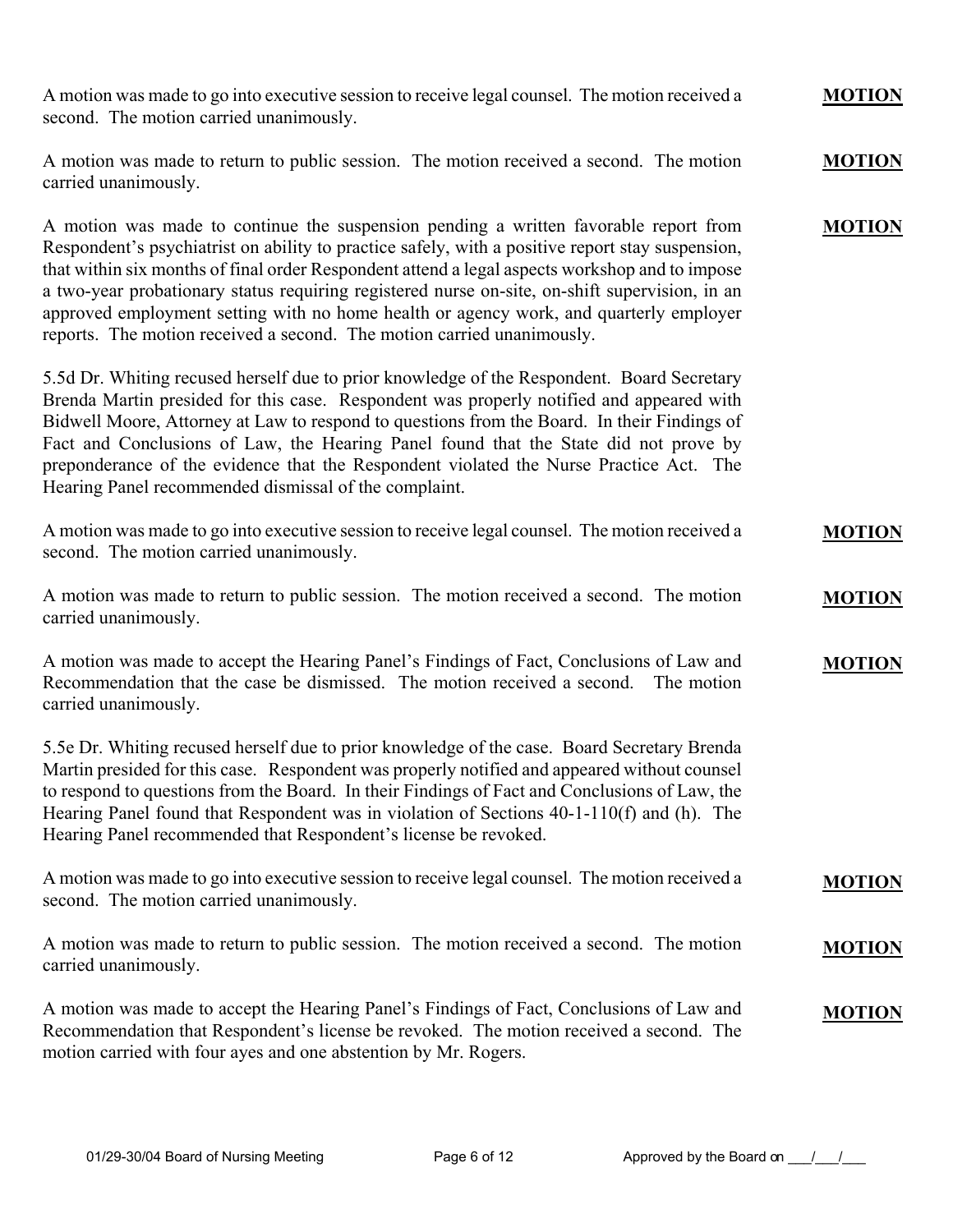A motion was made to go into executive session to receive legal counsel. The motion received a second. The motion carried unanimously. **MOTION**

A motion was made to return to public session. The motion received a second. The motion carried unanimously. **MOTION**

A motion was made to continue the suspension pending a written favorable report from Respondent's psychiatrist on ability to practice safely, with a positive report stay suspension, that within six months of final order Respondent attend a legal aspects workshop and to impose a two-year probationary status requiring registered nurse on-site, on-shift supervision, in an approved employment setting with no home health or agency work, and quarterly employer reports. The motion received a second. The motion carried unanimously. **MOTION**

5.5d Dr. Whiting recused herself due to prior knowledge of the Respondent. Board Secretary Brenda Martin presided for this case. Respondent was properly notified and appeared with Bidwell Moore, Attorney at Law to respond to questions from the Board. In their Findings of Fact and Conclusions of Law, the Hearing Panel found that the State did not prove by preponderance of the evidence that the Respondent violated the Nurse Practice Act. The Hearing Panel recommended dismissal of the complaint.

A motion was made to go into executive session to receive legal counsel. The motion received a second. The motion carried unanimously. **MOTION**

A motion was made to return to public session. The motion received a second. The motion carried unanimously. **MOTION**

A motion was made to accept the Hearing Panel's Findings of Fact, Conclusions of Law and Recommendation that the case be dismissed. The motion received a second. The motion carried unanimously. **MOTION**

5.5e Dr. Whiting recused herself due to prior knowledge of the case. Board Secretary Brenda Martin presided for this case. Respondent was properly notified and appeared without counsel to respond to questions from the Board. In their Findings of Fact and Conclusions of Law, the Hearing Panel found that Respondent was in violation of Sections 40-1-110(f) and (h). The Hearing Panel recommended that Respondent's license be revoked.

A motion was made to go into executive session to receive legal counsel. The motion received a second. The motion carried unanimously. **MOTION**

A motion was made to return to public session. The motion received a second. The motion carried unanimously. **MOTION**

A motion was made to accept the Hearing Panel's Findings of Fact, Conclusions of Law and Recommendation that Respondent's license be revoked. The motion received a second. The motion carried with four ayes and one abstention by Mr. Rogers. **MOTION**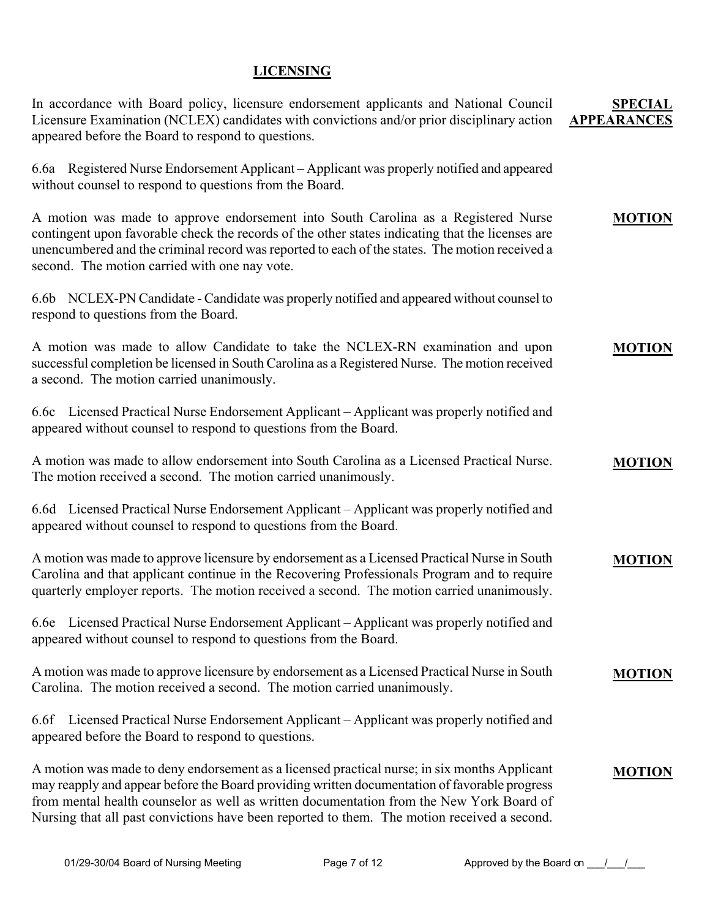## LICENSING

**SPECIAL APPEARANCES**

In accordance with Board policy, licensure endorsement applicants and National Council Licensure Examination (NCLEX) candidates with convictions and/or prior disciplinary action appeared before the Board to respond to questions.

6.6a Registered Nurse Endorsement Applicant – Applicant was properly notified and appeared without counsel to respond to questions from the Board.

**MOTION**

A motion was made to approve endorsement into South Carolina as a Registered Nurse contingent upon favorable check the records of the other states indicating that the licenses are unencumbered and the criminal record was reported to each of the states. The motion received a second. The motion carried with one nay vote.

6.6b NCLEX-PN Candidate - Candidate was properly notified and appeared without counsel to respond to questions from the Board.

**MOTION**

A motion was made to allow Candidate to take the NCLEX-RN examination and upon successful completion be licensed in South Carolina as a Registered Nurse. The motion received a second. The motion carried unanimously.

6.6c Licensed Practical Nurse Endorsement Applicant – Applicant was properly notified and appeared without counsel to respond to questions from the Board.

**MOTION**

A motion was made to allow endorsement into South Carolina as a Licensed Practical Nurse. The motion received a second. The motion carried unanimously.

6.6d Licensed Practical Nurse Endorsement Applicant – Applicant was properly notified and appeared without counsel to respond to questions from the Board.

**MOTION**

A motion was made to approve licensure by endorsement as a Licensed Practical Nurse in South Carolina and that applicant continue in the Recovering Professionals Program and to require quarterly employer reports. The motion received a second. The motion carried unanimously.

6.6e Licensed Practical Nurse Endorsement Applicant – Applicant was properly notified and appeared without counsel to respond to questions from the Board.

**MOTION**

A motion was made to approve licensure by endorsement as a Licensed Practical Nurse in South Carolina. The motion received a second. The motion carried unanimously.

6.6f Licensed Practical Nurse Endorsement Applicant – Applicant was properly notified and appeared before the Board to respond to questions.

**MOTION**

A motion was made to deny endorsement as a licensed practical nurse; in six months Applicant may reapply and appear before the Board providing written documentation of favorable progress from mental health counselor as well as written documentation from the New York Board of Nursing that all past convictions have been reported to them. The motion received a second.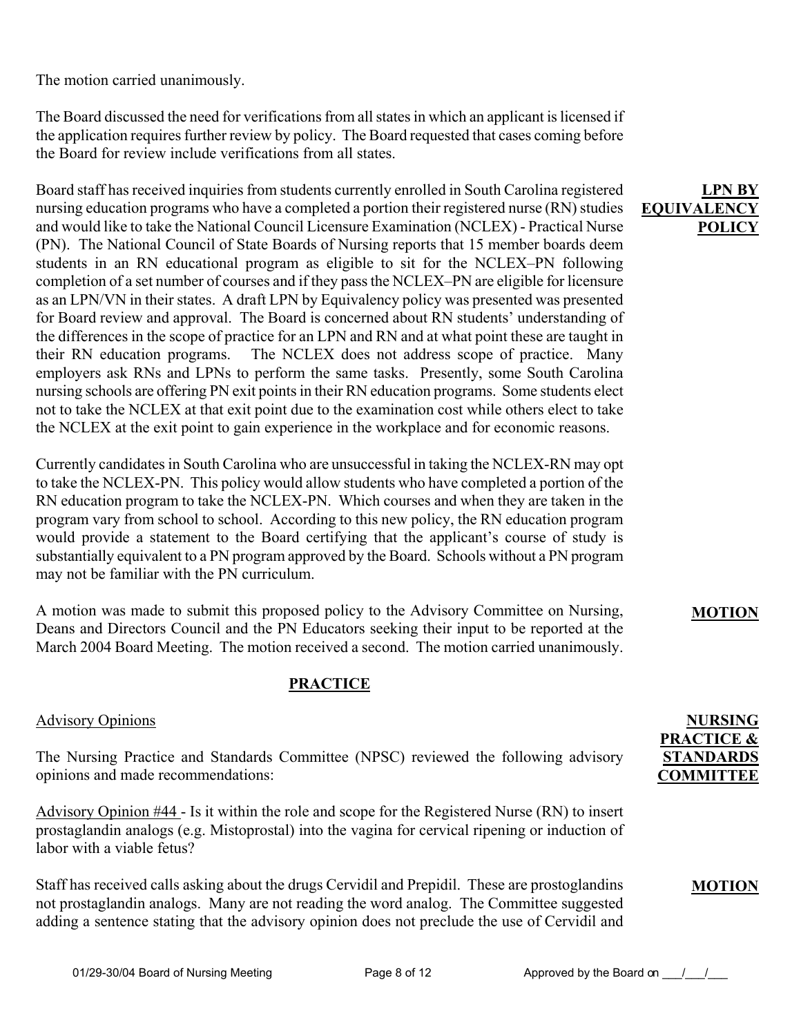The motion carried unanimously.

The Board discussed the need for verifications from all states in which an applicant is licensed if the application requires further review by policy. The Board requested that cases coming before the Board for review include verifications from all states.

**LPN BY EQUIVALENCY POLICY**

Board staff has received inquiries from students currently enrolled in South Carolina registered nursing education programs who have a completed a portion their registered nurse (RN) studies and would like to take the National Council Licensure Examination (NCLEX) - Practical Nurse (PN). The National Council of State Boards of Nursing reports that 15 member boards deem students in an RN educational program as eligible to sit for the NCLEX–PN following completion of a set number of courses and if they pass the NCLEX–PN are eligible for licensure as an LPN/VN in their states. A draft LPN by Equivalency policy was presented was presented for Board review and approval. The Board is concerned about RN students' understanding of the differences in the scope of practice for an LPN and RN and at what point these are taught in their RN education programs. The NCLEX does not address scope of practice. Many employers ask RNs and LPNs to perform the same tasks. Presently, some South Carolina nursing schools are offering PN exit points in their RN education programs. Some students elect not to take the NCLEX at that exit point due to the examination cost while others elect to take the NCLEX at the exit point to gain experience in the workplace and for economic reasons.

Currently candidates in South Carolina who are unsuccessful in taking the NCLEX-RN may opt to take the NCLEX-PN. This policy would allow students who have completed a portion of the RN education program to take the NCLEX-PN. Which courses and when they are taken in the program vary from school to school. According to this new policy, the RN education program would provide a statement to the Board certifying that the applicant's course of study is substantially equivalent to a PN program approved by the Board. Schools without a PN program may not be familiar with the PN curriculum.

**MOTION**

A motion was made to submit this proposed policy to the Advisory Committee on Nursing, Deans and Directors Council and the PN Educators seeking their input to be reported at the March 2004 Board Meeting. The motion received a second. The motion carried unanimously.

## PRACTICE

**NURSING PRACTICE & STANDARDS COMMITTEE**

Advisory Opinions

The Nursing Practice and Standards Committee (NPSC) reviewed the following advisory opinions and made recommendations:

Advisory Opinion #44 - Is it within the role and scope for the Registered Nurse (RN) to insert prostaglandin analogs (e.g. Mistoprostal) into the vagina for cervical ripening or induction of labor with a viable fetus?

**MOTION**

Staff has received calls asking about the drugs Cervidil and Prepidil. These are prostoglandins not prostaglandin analogs. Many are not reading the word analog. The Committee suggested adding a sentence stating that the advisory opinion does not preclude the use of Cervidil and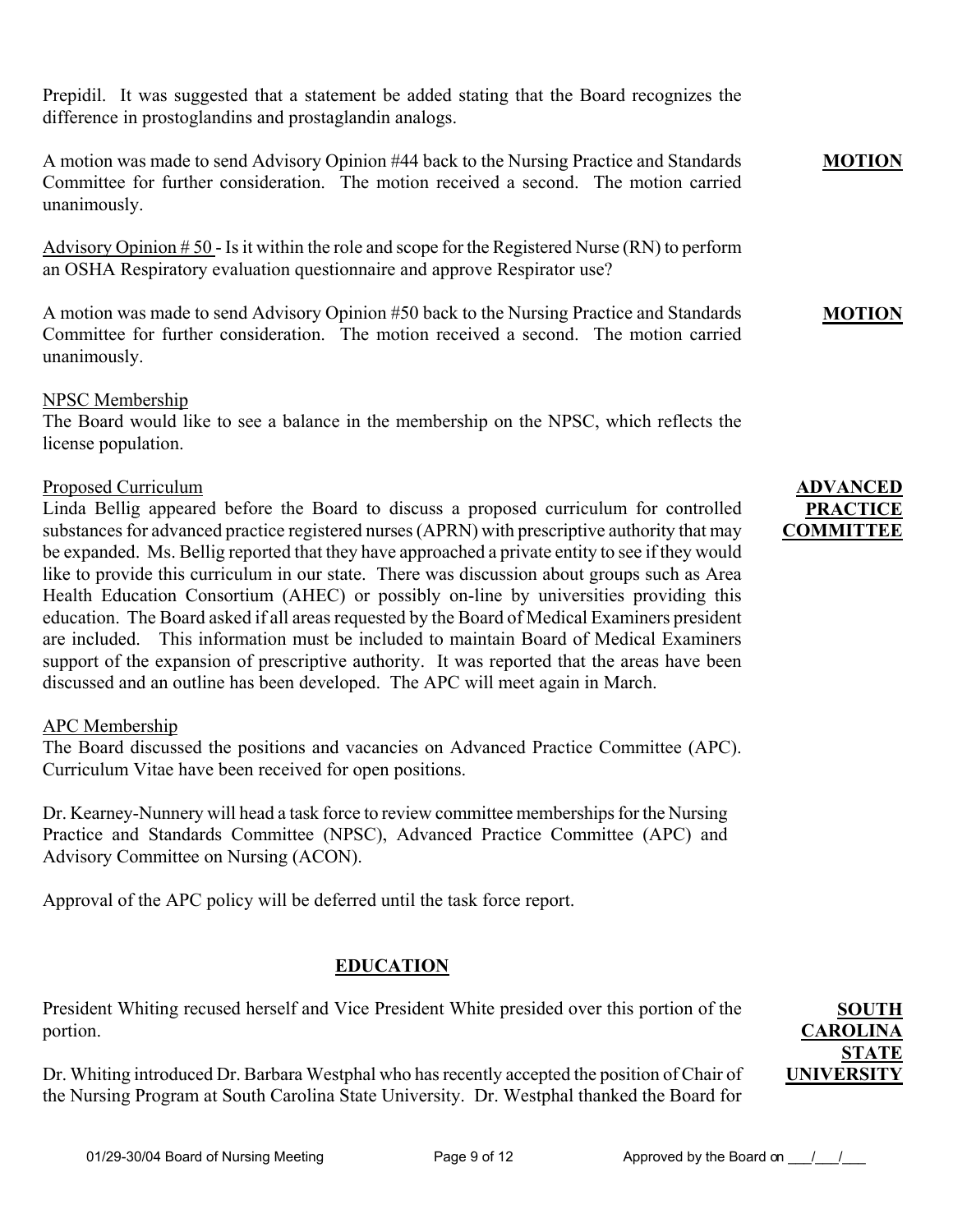Prepidil. It was suggested that a statement be added stating that the Board recognizes the difference in prostoglandins and prostaglandin analogs.

**MOTION**

A motion was made to send Advisory Opinion #44 back to the Nursing Practice and Standards Committee for further consideration. The motion received a second. The motion carried unanimously.

Advisory Opinion # 50 - Is it within the role and scope for the Registered Nurse (RN) to perform an OSHA Respiratory evaluation questionnaire and approve Respirator use?

**MOTION**

A motion was made to send Advisory Opinion #50 back to the Nursing Practice and Standards Committee for further consideration. The motion received a second. The motion carried unanimously.

NPSC Membership

The Board would like to see a balance in the membership on the NPSC, which reflects the license population.

**ADVANCED PRACTICE COMMITTEE**

Proposed Curriculum

Linda Bellig appeared before the Board to discuss a proposed curriculum for controlled substances for advanced practice registered nurses (APRN) with prescriptive authority that may be expanded. Ms. Bellig reported that they have approached a private entity to see if they would like to provide this curriculum in our state. There was discussion about groups such as Area Health Education Consortium (AHEC) or possibly on-line by universities providing this education. The Board asked if all areas requested by the Board of Medical Examiners president are included. This information must be included to maintain Board of Medical Examiners support of the expansion of prescriptive authority. It was reported that the areas have been discussed and an outline has been developed. The APC will meet again in March.

APC Membership

The Board discussed the positions and vacancies on Advanced Practice Committee (APC). Curriculum Vitae have been received for open positions.

Dr. Kearney-Nunnery will head a task force to review committee memberships for the Nursing Practice and Standards Committee (NPSC), Advanced Practice Committee (APC) and Advisory Committee on Nursing (ACON).

Approval of the APC policy will be deferred until the task force report.

## EDUCATION

**SOUTH CAROLINA STATE UNIVERSITY**

President Whiting recused herself and Vice President White presided over this portion of the portion.

Dr. Whiting introduced Dr. Barbara Westphal who has recently accepted the position of Chair of the Nursing Program at South Carolina State University. Dr. Westphal thanked the Board for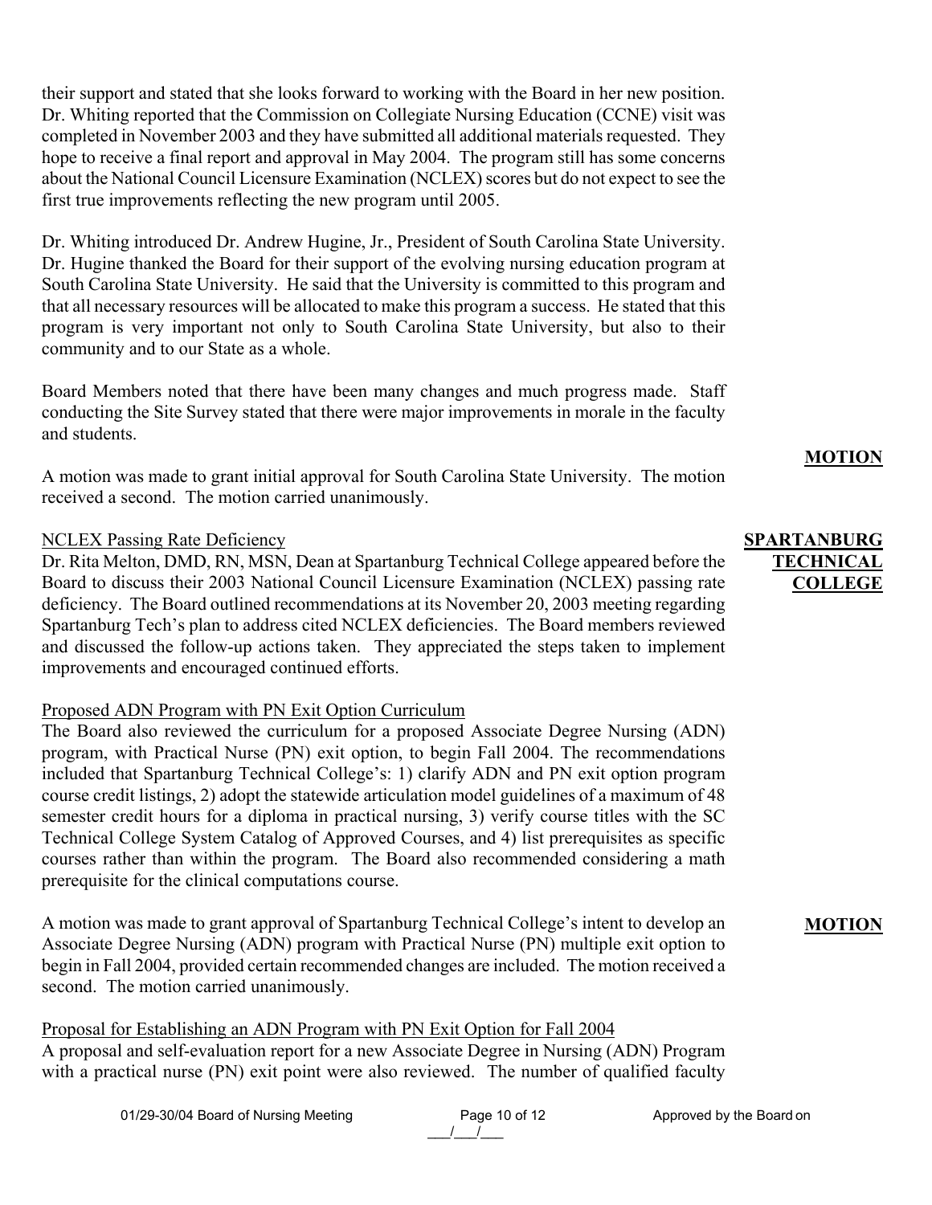their support and stated that she looks forward to working with the Board in her new position. Dr. Whiting reported that the Commission on Collegiate Nursing Education (CCNE) visit was completed in November 2003 and they have submitted all additional materials requested. They hope to receive a final report and approval in May 2004. The program still has some concerns about the National Council Licensure Examination (NCLEX) scores but do not expect to see the first true improvements reflecting the new program until 2005.

Dr. Whiting introduced Dr. Andrew Hugine, Jr., President of South Carolina State University. Dr. Hugine thanked the Board for their support of the evolving nursing education program at South Carolina State University. He said that the University is committed to this program and that all necessary resources will be allocated to make this program a success. He stated that this program is very important not only to South Carolina State University, but also to their community and to our State as a whole.

Board Members noted that there have been many changes and much progress made. Staff conducting the Site Survey stated that there were major improvements in morale in the faculty and students.

**MOTION**

A motion was made to grant initial approval for South Carolina State University. The motion received a second. The motion carried unanimously.

**SPARTANBURG TECHNICAL COLLEGE**

NCLEX Passing Rate Deficiency

Dr. Rita Melton, DMD, RN, MSN, Dean at Spartanburg Technical College appeared before the Board to discuss their 2003 National Council Licensure Examination (NCLEX) passing rate deficiency. The Board outlined recommendations at its November 20, 2003 meeting regarding Spartanburg Tech's plan to address cited NCLEX deficiencies. The Board members reviewed and discussed the follow-up actions taken. They appreciated the steps taken to implement improvements and encouraged continued efforts.

Proposed ADN Program with PN Exit Option Curriculum

The Board also reviewed the curriculum for a proposed Associate Degree Nursing (ADN) program, with Practical Nurse (PN) exit option, to begin Fall 2004. The recommendations included that Spartanburg Technical College's: 1) clarify ADN and PN exit option program course credit listings, 2) adopt the statewide articulation model guidelines of a maximum of 48 semester credit hours for a diploma in practical nursing, 3) verify course titles with the SC Technical College System Catalog of Approved Courses, and 4) list prerequisites as specific courses rather than within the program. The Board also recommended considering a math prerequisite for the clinical computations course.

**MOTION**

A motion was made to grant approval of Spartanburg Technical College's intent to develop an Associate Degree Nursing (ADN) program with Practical Nurse (PN) multiple exit option to begin in Fall 2004, provided certain recommended changes are included. The motion received a second. The motion carried unanimously.

Proposal for Establishing an ADN Program with PN Exit Option for Fall 2004

A proposal and self-evaluation report for a new Associate Degree in Nursing (ADN) Program with a practical nurse (PN) exit point were also reviewed. The number of qualified faculty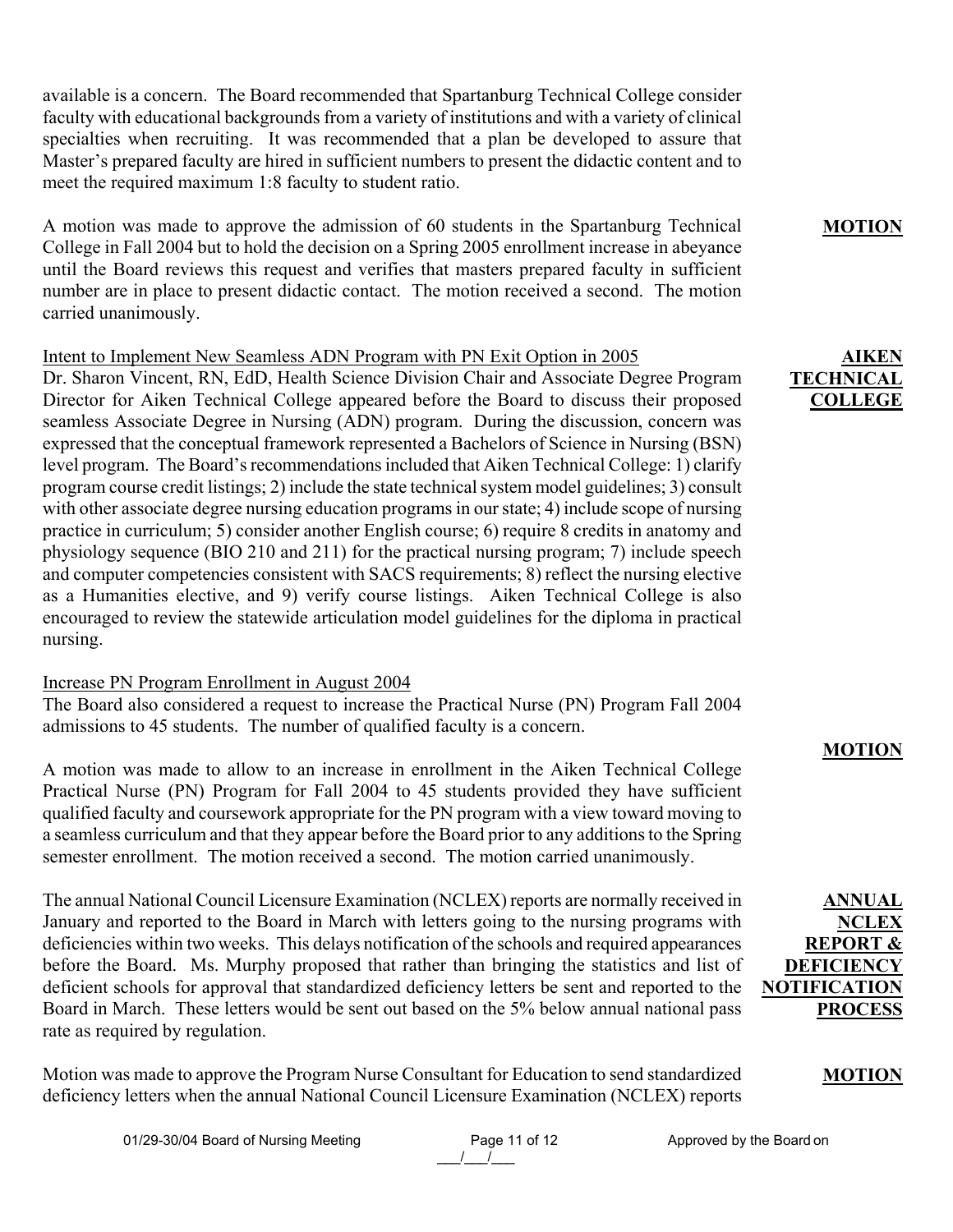available is a concern. The Board recommended that Spartanburg Technical College consider faculty with educational backgrounds from a variety of institutions and with a variety of clinical specialties when recruiting. It was recommended that a plan be developed to assure that Master's prepared faculty are hired in sufficient numbers to present the didactic content and to meet the required maximum 1:8 faculty to student ratio.

**MOTION**

A motion was made to approve the admission of 60 students in the Spartanburg Technical College in Fall 2004 but to hold the decision on a Spring 2005 enrollment increase in abeyance until the Board reviews this request and verifies that masters prepared faculty in sufficient number are in place to present didactic contact. The motion received a second. The motion carried unanimously.

**AIKEN TECHNICAL COLLEGE**

Intent to Implement New Seamless ADN Program with PN Exit Option in 2005

Dr. Sharon Vincent, RN, EdD, Health Science Division Chair and Associate Degree Program Director for Aiken Technical College appeared before the Board to discuss their proposed seamless Associate Degree in Nursing (ADN) program. During the discussion, concern was expressed that the conceptual framework represented a Bachelors of Science in Nursing (BSN) level program. The Board's recommendations included that Aiken Technical College: 1) clarify program course credit listings; 2) include the state technical system model guidelines; 3) consult with other associate degree nursing education programs in our state; 4) include scope of nursing practice in curriculum; 5) consider another English course; 6) require 8 credits in anatomy and physiology sequence (BIO 210 and 211) for the practical nursing program; 7) include speech and computer competencies consistent with SACS requirements; 8) reflect the nursing elective as a Humanities elective, and 9) verify course listings. Aiken Technical College is also encouraged to review the statewide articulation model guidelines for the diploma in practical nursing.

Increase PN Program Enrollment in August 2004

The Board also considered a request to increase the Practical Nurse (PN) Program Fall 2004 admissions to 45 students. The number of qualified faculty is a concern.

**MOTION**

A motion was made to allow to an increase in enrollment in the Aiken Technical College Practical Nurse (PN) Program for Fall 2004 to 45 students provided they have sufficient qualified faculty and coursework appropriate for the PN program with a view toward moving to a seamless curriculum and that they appear before the Board prior to any additions to the Spring semester enrollment. The motion received a second. The motion carried unanimously.

**ANNUAL NCLEX REPORT & DEFICIENCY NOTIFICATION PROCESS**

The annual National Council Licensure Examination (NCLEX) reports are normally received in January and reported to the Board in March with letters going to the nursing programs with deficiencies within two weeks. This delays notification of the schools and required appearances before the Board. Ms. Murphy proposed that rather than bringing the statistics and list of deficient schools for approval that standardized deficiency letters be sent and reported to the Board in March. These letters would be sent out based on the 5% below annual national pass rate as required by regulation.

**MOTION**

Motion was made to approve the Program Nurse Consultant for Education to send standardized deficiency letters when the annual National Council Licensure Examination (NCLEX) reports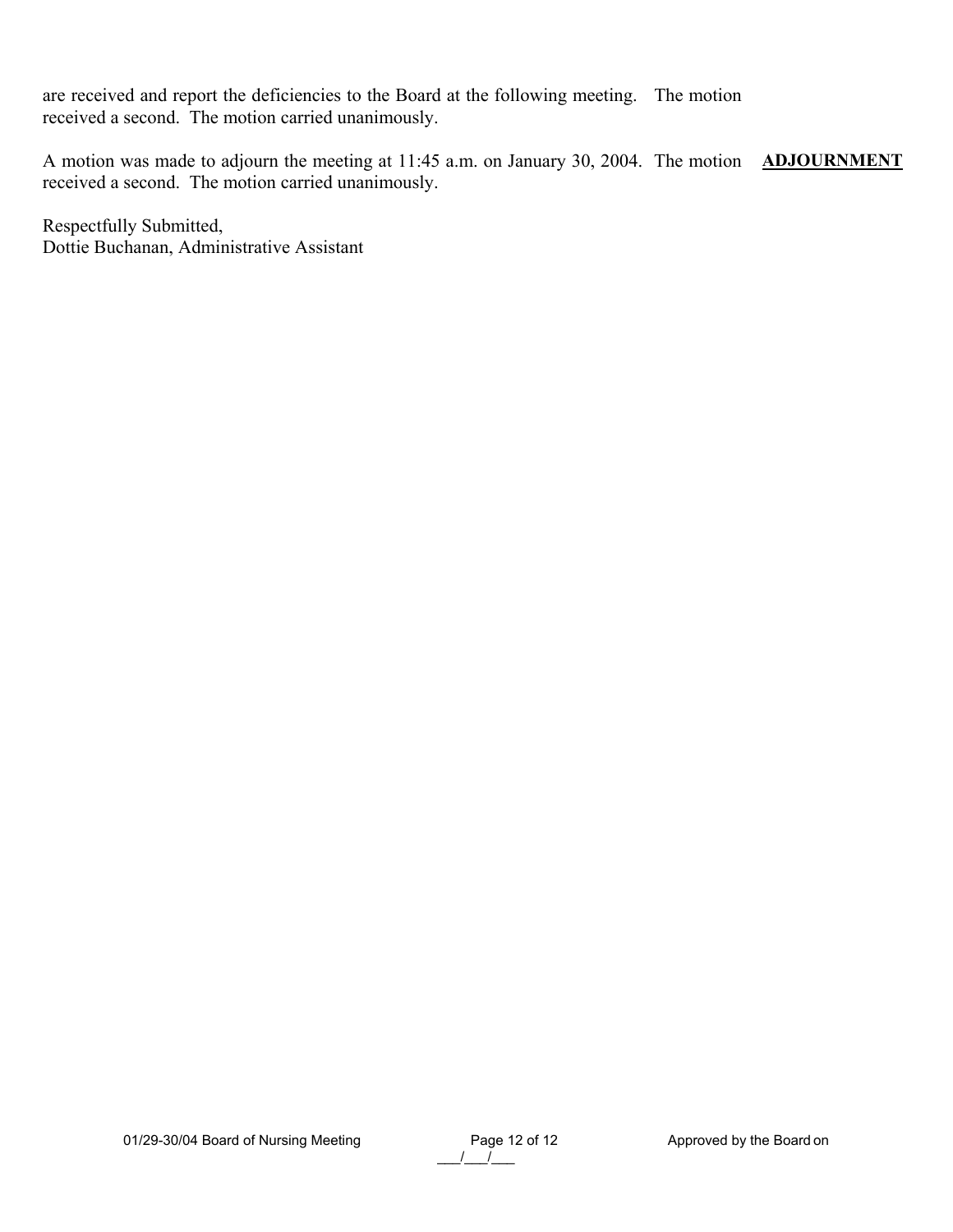are received and report the deficiencies to the Board at the following meeting. The motion received a second. The motion carried unanimously.

**ADJOURNMENT**

A motion was made to adjourn the meeting at 11:45 a.m. on January 30, 2004. The motion received a second. The motion carried unanimously.

Respectfully Submitted,
Dottie Buchanan, Administrative Assistant